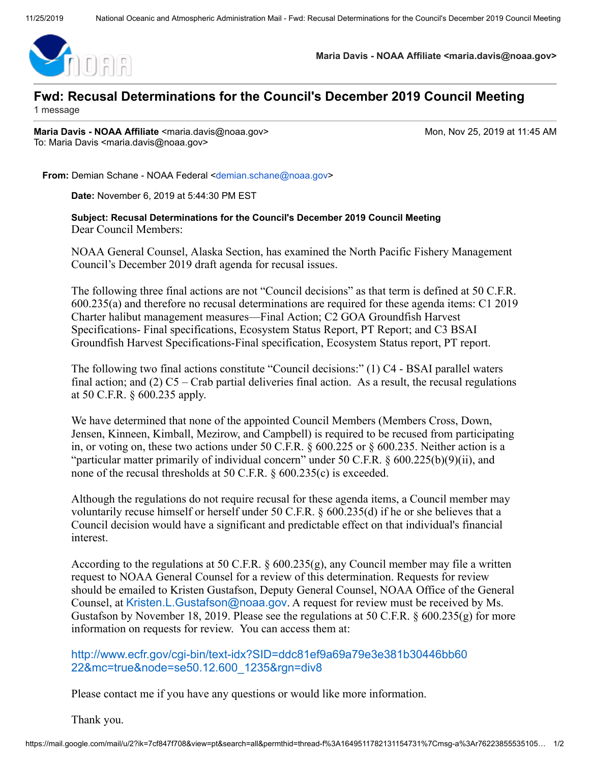# Fwd: Recusal Determinations for the Council's December 2019 Council Meeting

1 message

**Maria Davis - NOAA Affiliate** <maria.davis@noaa.gov>
To: Maria Davis <maria.davis@noaa.gov>

Mon, Nov 25, 2019 at 11:45 AM

**From:** Demian Schane - NOAA Federal <demian.schane@noaa.gov>

**Date:** November 6, 2019 at 5:44:30 PM EST

**Subject: Recusal Determinations for the Council's December 2019 Council Meeting**

Dear Council Members:

NOAA General Counsel, Alaska Section, has examined the North Pacific Fishery Management Council's December 2019 draft agenda for recusal issues.

The following three final actions are not "Council decisions" as that term is defined at 50 C.F.R. 600.235(a) and therefore no recusal determinations are required for these agenda items: C1 2019 Charter halibut management measures—Final Action; C2 GOA Groundfish Harvest Specifications- Final specifications, Ecosystem Status Report, PT Report; and C3 BSAI Groundfish Harvest Specifications-Final specification, Ecosystem Status report, PT report.

The following two final actions constitute "Council decisions:" (1) C4 - BSAI parallel waters final action; and (2) C5 – Crab partial deliveries final action. As a result, the recusal regulations at 50 C.F.R. § 600.235 apply.

We have determined that none of the appointed Council Members (Members Cross, Down, Jensen, Kinneen, Kimball, Mezirow, and Campbell) is required to be recused from participating in, or voting on, these two actions under 50 C.F.R. § 600.225 or § 600.235. Neither action is a "particular matter primarily of individual concern" under 50 C.F.R. § 600.225(b)(9)(ii), and none of the recusal thresholds at 50 C.F.R. § 600.235(c) is exceeded.

Although the regulations do not require recusal for these agenda items, a Council member may voluntarily recuse himself or herself under 50 C.F.R. § 600.235(d) if he or she believes that a Council decision would have a significant and predictable effect on that individual's financial interest.

According to the regulations at 50 C.F.R. § 600.235(g), any Council member may file a written request to NOAA General Counsel for a review of this determination. Requests for review should be emailed to Kristen Gustafson, Deputy General Counsel, NOAA Office of the General Counsel, at Kristen.L.Gustafson@noaa.gov. A request for review must be received by Ms. Gustafson by November 18, 2019. Please see the regulations at 50 C.F.R. § 600.235(g) for more information on requests for review. You can access them at:

http://www.ecfr.gov/cgi-bin/text-idx?SID=ddc81ef9a69a79e3e381b30446bb6022&mc=true&node=se50.12.600_1235&rgn=div8

Please contact me if you have any questions or would like more information.

Thank you.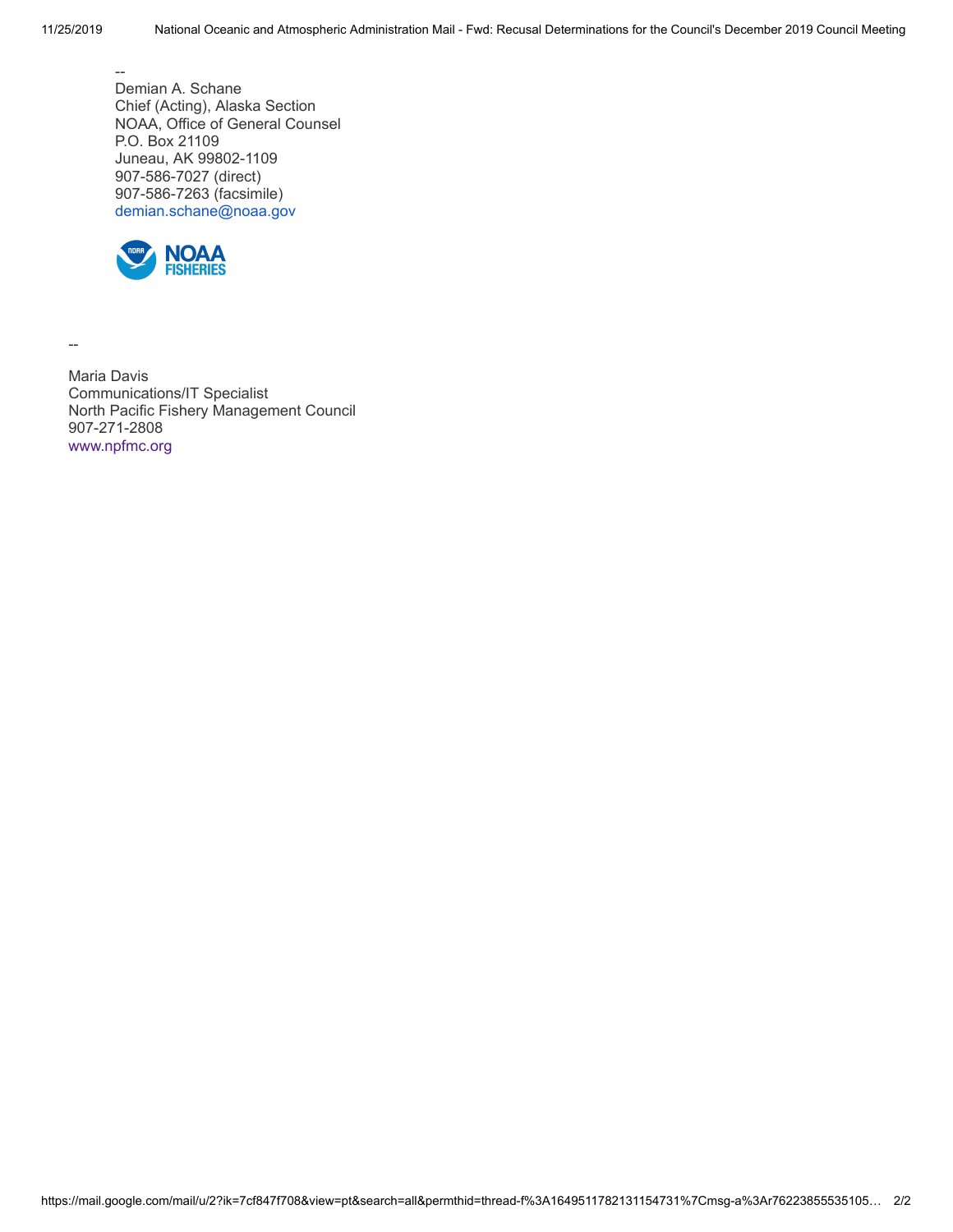--
Demian A. Schane
Chief (Acting), Alaska Section
NOAA, Office of General Counsel
P.O. Box 21109
Juneau, AK 99802-1109
907-586-7027 (direct)
907-586-7263 (facsimile)
demian.schane@noaa.gov

--

Maria Davis
Communications/IT Specialist
North Pacific Fishery Management Council
907-271-2808
www.npfmc.org